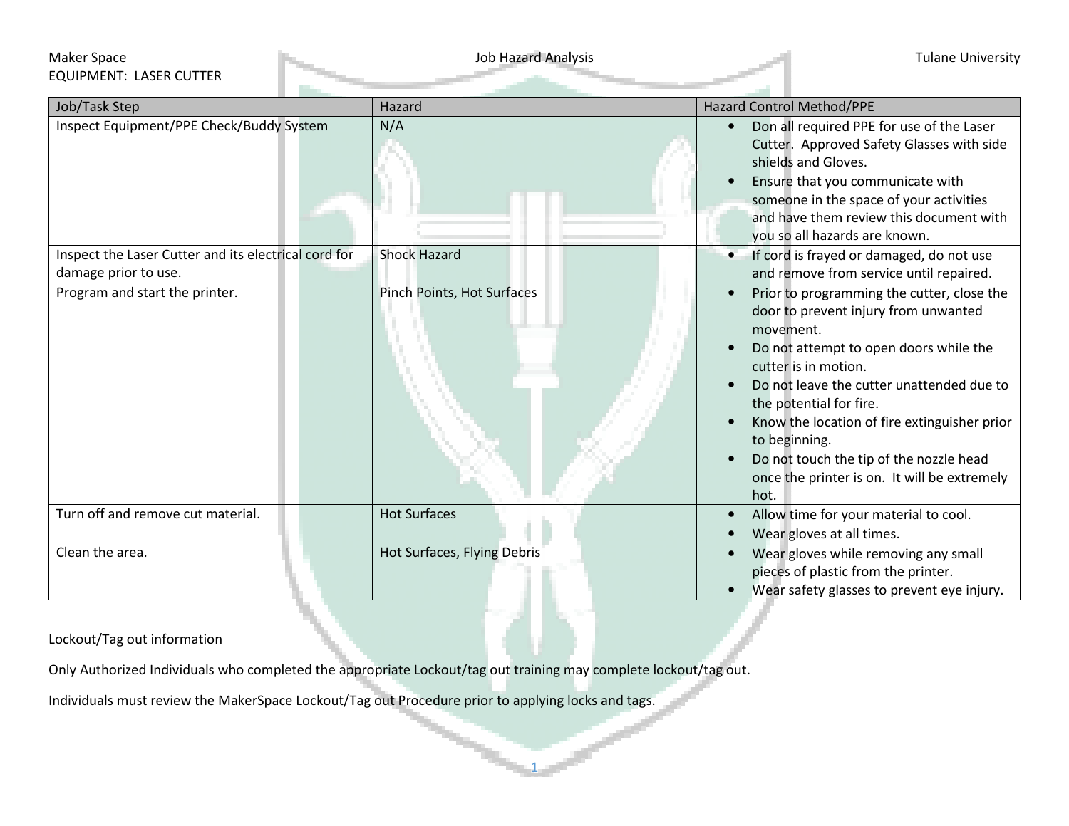Maker Space | Job Hazard Analysis | Tulane University

EQUIPMENT: LASER CUTTER

| Job/Task Step | Hazard | Hazard Control Method/PPE |
| --- | --- | --- |
| Inspect Equipment/PPE Check/Buddy System | N/A | • Don all required PPE for use of the Laser Cutter. Approved Safety Glasses with side shields and Gloves.<br>• Ensure that you communicate with someone in the space of your activities and have them review this document with you so all hazards are known. |
| Inspect the Laser Cutter and its electrical cord for damage prior to use. | Shock Hazard | • If cord is frayed or damaged, do not use and remove from service until repaired. |
| Program and start the printer. | Pinch Points, Hot Surfaces | • Prior to programming the cutter, close the door to prevent injury from unwanted movement.<br>• Do not attempt to open doors while the cutter is in motion.<br>• Do not leave the cutter unattended due to the potential for fire.<br>• Know the location of fire extinguisher prior to beginning.<br>• Do not touch the tip of the nozzle head once the printer is on. It will be extremely hot. |
| Turn off and remove cut material. | Hot Surfaces | • Allow time for your material to cool.<br>• Wear gloves at all times. |
| Clean the area. | Hot Surfaces, Flying Debris | • Wear gloves while removing any small pieces of plastic from the printer.<br>• Wear safety glasses to prevent eye injury. |

Lockout/Tag out information

Only Authorized Individuals who completed the appropriate Lockout/tag out training may complete lockout/tag out.

Individuals must review the MakerSpace Lockout/Tag out Procedure prior to applying locks and tags.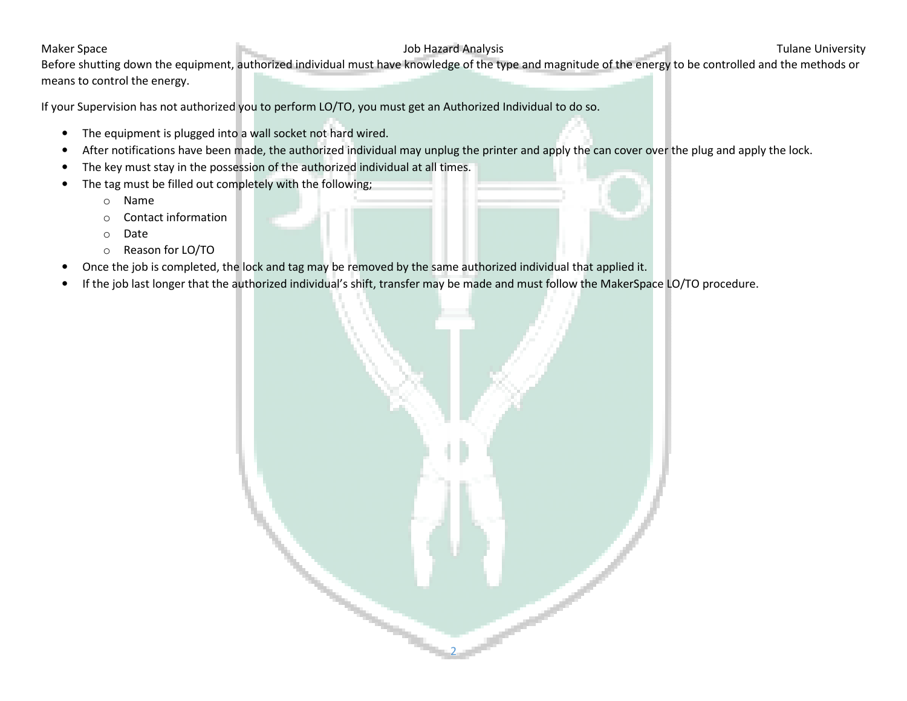Before shutting down the equipment, authorized individual must have knowledge of the type and magnitude of the energy to be controlled and the methods or means to control the energy.

If your Supervision has not authorized you to perform LO/TO, you must get an Authorized Individual to do so.

- The equipment is plugged into a wall socket not hard wired.
- After notifications have been made, the authorized individual may unplug the printer and apply the can cover over the plug and apply the lock.
- The key must stay in the possession of the authorized individual at all times.
- The tag must be filled out completely with the following;
    - Name
    - Contact information
    - Date
    - Reason for LO/TO
- Once the job is completed, the lock and tag may be removed by the same authorized individual that applied it.
- If the job last longer that the authorized individual's shift, transfer may be made and must follow the MakerSpace LO/TO procedure.